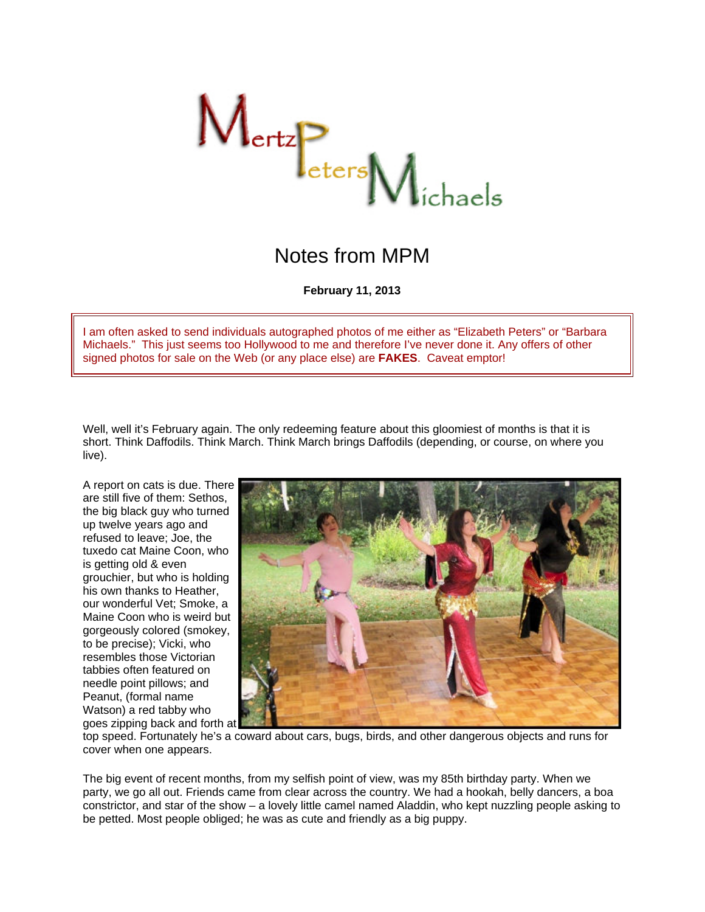# MertzPetersMichaels

## Notes from MPM

**February 11, 2013**

I am often asked to send individuals autographed photos of me either as “Elizabeth Peters” or “Barbara Michaels.” This just seems too Hollywood to me and therefore I’ve never done it. Any offers of other signed photos for sale on the Web (or any place else) are **FAKES**. Caveat emptor!

Well, well it’s February again. The only redeeming feature about this gloomiest of months is that it is short. Think Daffodils. Think March. Think March brings Daffodils (depending, or course, on where you live).

A report on cats is due. There are still five of them: Sethos, the big black guy who turned up twelve years ago and refused to leave; Joe, the tuxedo cat Maine Coon, who is getting old & even grouchier, but who is holding his own thanks to Heather, our wonderful Vet; Smoke, a Maine Coon who is weird but gorgeously colored (smokey, to be precise); Vicki, who resembles those Victorian tabbies often featured on needle point pillows; and Peanut, (formal name Watson) a red tabby who goes zipping back and forth at top speed. Fortunately he’s a coward about cars, bugs, birds, and other dangerous objects and runs for cover when one appears.

The big event of recent months, from my selfish point of view, was my 85th birthday party. When we party, we go all out. Friends came from clear across the country. We had a hookah, belly dancers, a boa constrictor, and star of the show – a lovely little camel named Aladdin, who kept nuzzling people asking to be petted. Most people obliged; he was as cute and friendly as a big puppy.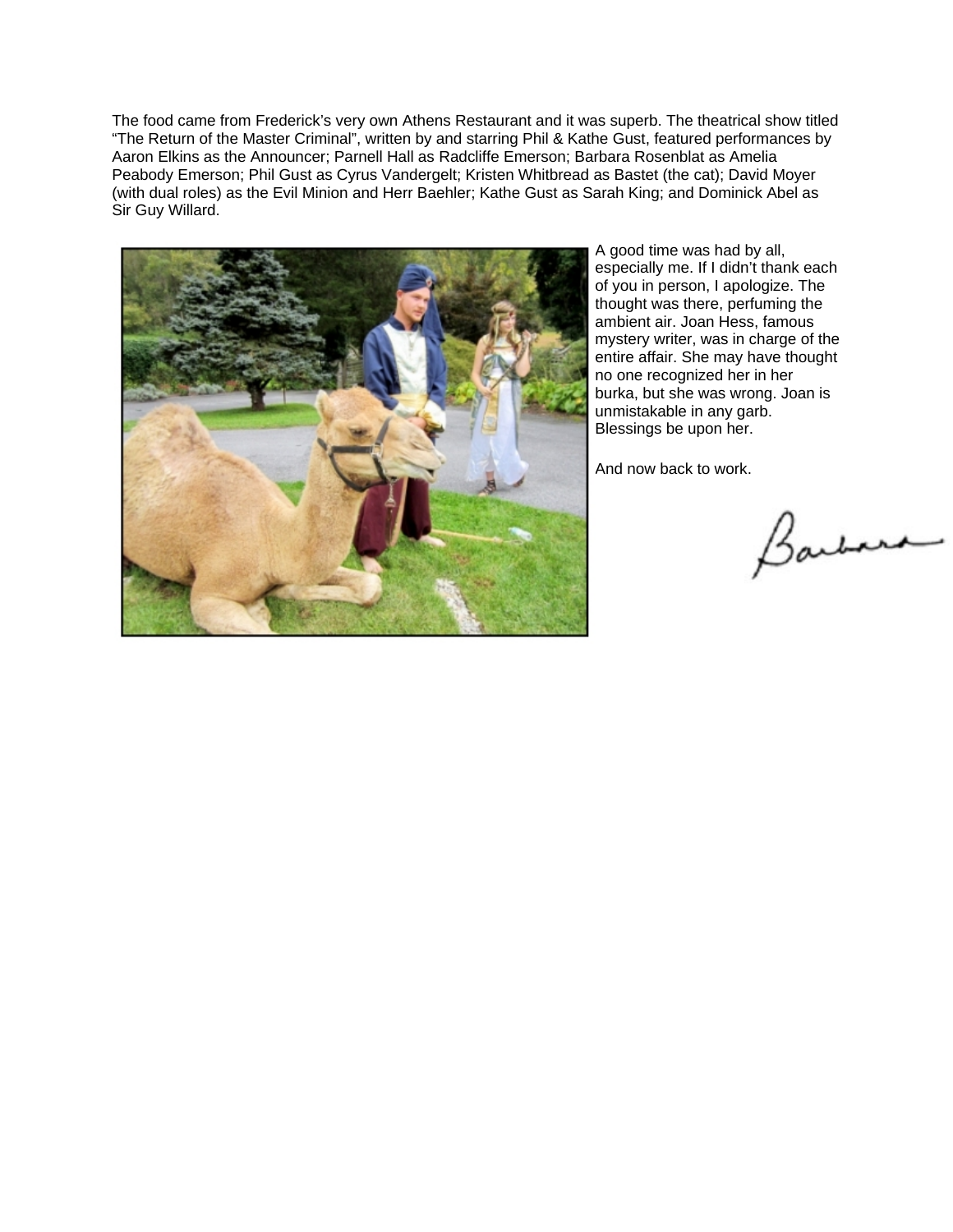The food came from Frederick's very own Athens Restaurant and it was superb. The theatrical show titled "The Return of the Master Criminal", written by and starring Phil & Kathe Gust, featured performances by Aaron Elkins as the Announcer; Parnell Hall as Radcliffe Emerson; Barbara Rosenblat as Amelia Peabody Emerson; Phil Gust as Cyrus Vandergelt; Kristen Whitbread as Bastet (the cat); David Moyer (with dual roles) as the Evil Minion and Herr Baehler; Kathe Gust as Sarah King; and Dominick Abel as Sir Guy Willard.

A good time was had by all, especially me. If I didn't thank each of you in person, I apologize. The thought was there, perfuming the ambient air. Joan Hess, famous mystery writer, was in charge of the entire affair. She may have thought no one recognized her in her burka, but she was wrong. Joan is unmistakable in any garb. Blessings be upon her.

And now back to work.

Barbara